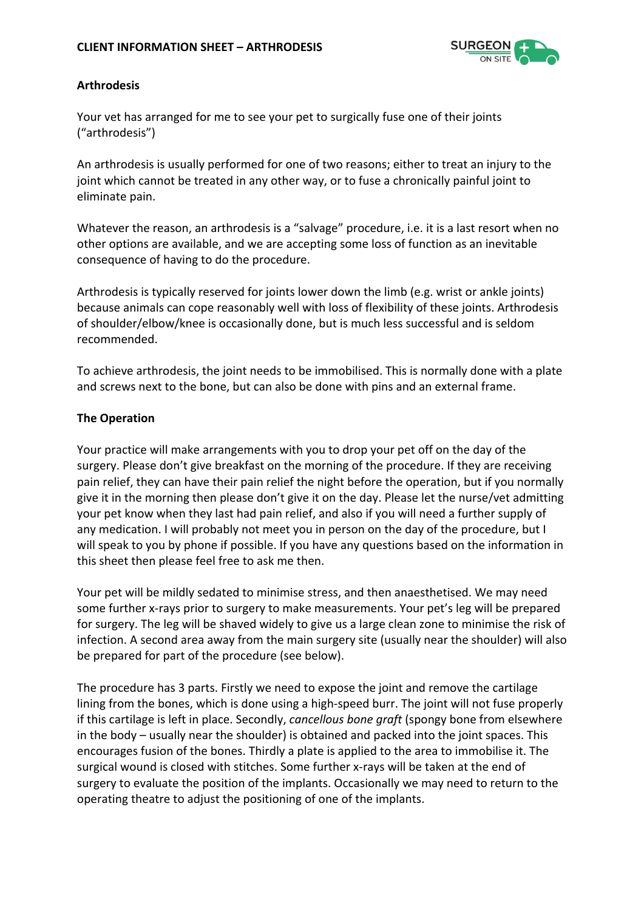# CLIENT INFORMATION SHEET – ARTHRODESIS

## Arthrodesis

Your vet has arranged for me to see your pet to surgically fuse one of their joints ("arthrodesis")

An arthrodesis is usually performed for one of two reasons; either to treat an injury to the joint which cannot be treated in any other way, or to fuse a chronically painful joint to eliminate pain.

Whatever the reason, an arthrodesis is a "salvage" procedure, i.e. it is a last resort when no other options are available, and we are accepting some loss of function as an inevitable consequence of having to do the procedure.

Arthrodesis is typically reserved for joints lower down the limb (e.g. wrist or ankle joints) because animals can cope reasonably well with loss of flexibility of these joints. Arthrodesis of shoulder/elbow/knee is occasionally done, but is much less successful and is seldom recommended.

To achieve arthrodesis, the joint needs to be immobilised. This is normally done with a plate and screws next to the bone, but can also be done with pins and an external frame.

## The Operation

Your practice will make arrangements with you to drop your pet off on the day of the surgery. Please don't give breakfast on the morning of the procedure. If they are receiving pain relief, they can have their pain relief the night before the operation, but if you normally give it in the morning then please don't give it on the day. Please let the nurse/vet admitting your pet know when they last had pain relief, and also if you will need a further supply of any medication. I will probably not meet you in person on the day of the procedure, but I will speak to you by phone if possible. If you have any questions based on the information in this sheet then please feel free to ask me then.

Your pet will be mildly sedated to minimise stress, and then anaesthetised. We may need some further x-rays prior to surgery to make measurements. Your pet's leg will be prepared for surgery. The leg will be shaved widely to give us a large clean zone to minimise the risk of infection. A second area away from the main surgery site (usually near the shoulder) will also be prepared for part of the procedure (see below).

The procedure has 3 parts. Firstly we need to expose the joint and remove the cartilage lining from the bones, which is done using a high-speed burr. The joint will not fuse properly if this cartilage is left in place. Secondly, *cancellous bone graft* (spongy bone from elsewhere in the body – usually near the shoulder) is obtained and packed into the joint spaces. This encourages fusion of the bones. Thirdly a plate is applied to the area to immobilise it. The surgical wound is closed with stitches. Some further x-rays will be taken at the end of surgery to evaluate the position of the implants. Occasionally we may need to return to the operating theatre to adjust the positioning of one of the implants.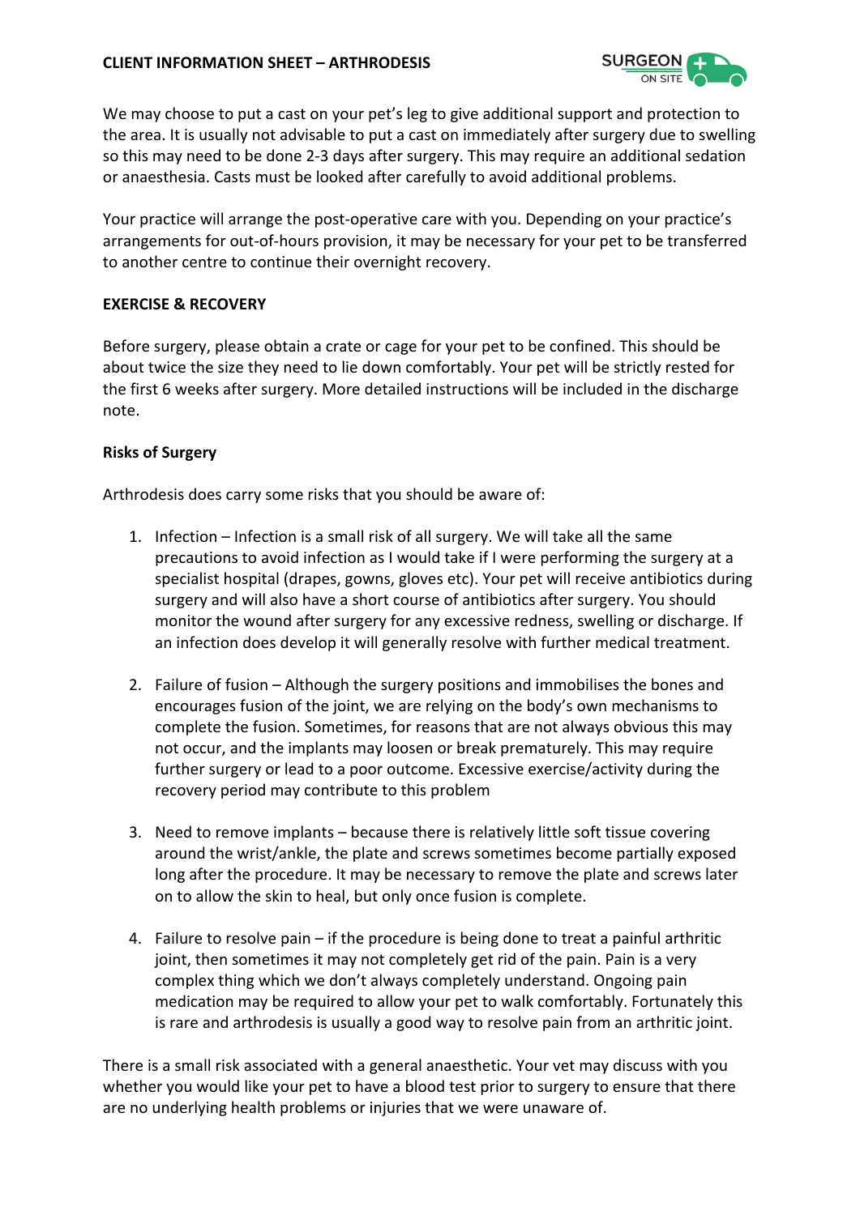We may choose to put a cast on your pet's leg to give additional support and protection to the area. It is usually not advisable to put a cast on immediately after surgery due to swelling so this may need to be done 2-3 days after surgery. This may require an additional sedation or anaesthesia. Casts must be looked after carefully to avoid additional problems.

Your practice will arrange the post-operative care with you. Depending on your practice's arrangements for out-of-hours provision, it may be necessary for your pet to be transferred to another centre to continue their overnight recovery.

## EXERCISE & RECOVERY

Before surgery, please obtain a crate or cage for your pet to be confined. This should be about twice the size they need to lie down comfortably. Your pet will be strictly rested for the first 6 weeks after surgery. More detailed instructions will be included in the discharge note.

### Risks of Surgery

Arthrodesis does carry some risks that you should be aware of:

1. Infection – Infection is a small risk of all surgery. We will take all the same precautions to avoid infection as I would take if I were performing the surgery at a specialist hospital (drapes, gowns, gloves etc). Your pet will receive antibiotics during surgery and will also have a short course of antibiotics after surgery. You should monitor the wound after surgery for any excessive redness, swelling or discharge. If an infection does develop it will generally resolve with further medical treatment.

2. Failure of fusion – Although the surgery positions and immobilises the bones and encourages fusion of the joint, we are relying on the body's own mechanisms to complete the fusion. Sometimes, for reasons that are not always obvious this may not occur, and the implants may loosen or break prematurely. This may require further surgery or lead to a poor outcome. Excessive exercise/activity during the recovery period may contribute to this problem

3. Need to remove implants – because there is relatively little soft tissue covering around the wrist/ankle, the plate and screws sometimes become partially exposed long after the procedure. It may be necessary to remove the plate and screws later on to allow the skin to heal, but only once fusion is complete.

4. Failure to resolve pain – if the procedure is being done to treat a painful arthritic joint, then sometimes it may not completely get rid of the pain. Pain is a very complex thing which we don't always completely understand. Ongoing pain medication may be required to allow your pet to walk comfortably. Fortunately this is rare and arthrodesis is usually a good way to resolve pain from an arthritic joint.

There is a small risk associated with a general anaesthetic. Your vet may discuss with you whether you would like your pet to have a blood test prior to surgery to ensure that there are no underlying health problems or injuries that we were unaware of.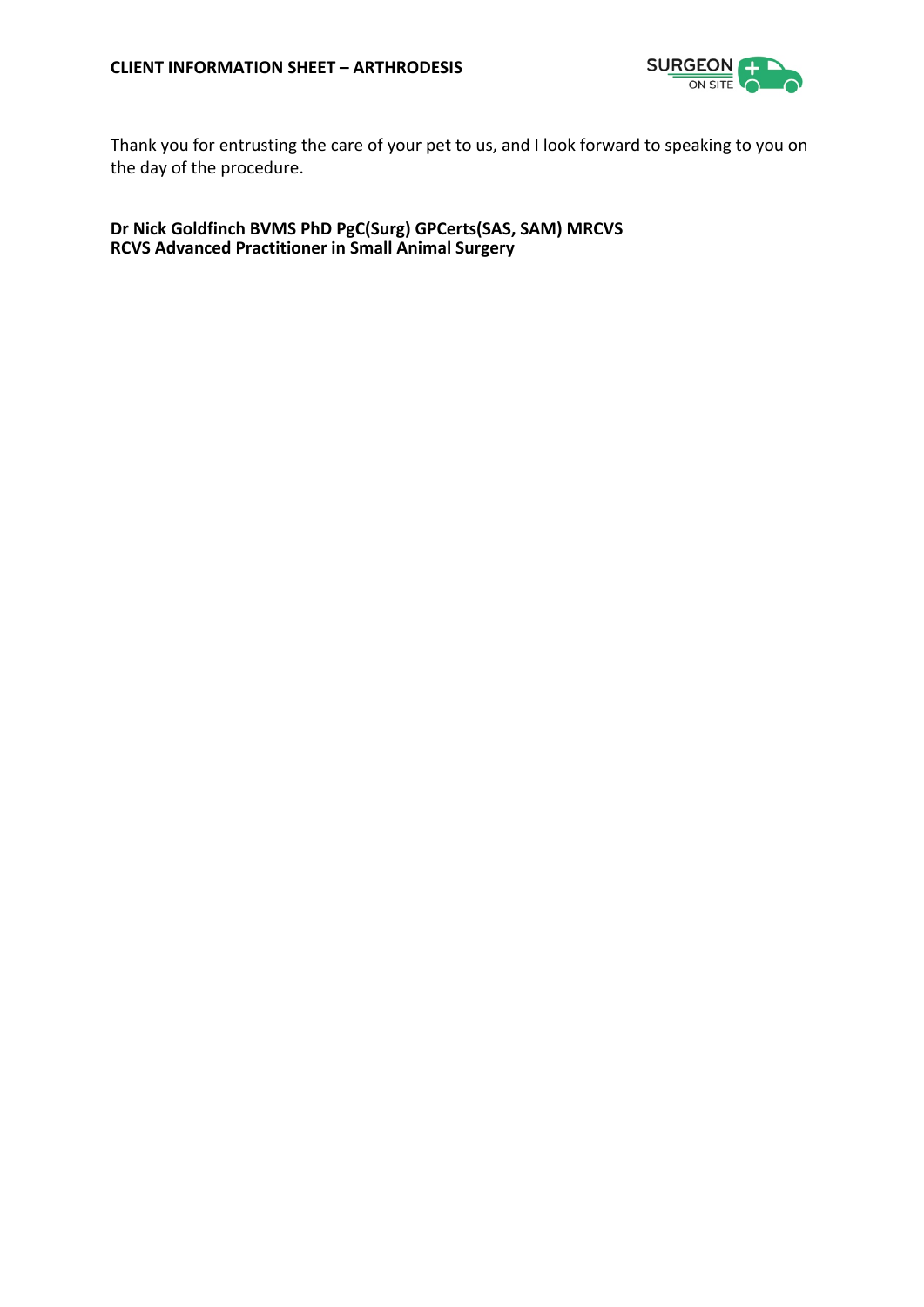Thank you for entrusting the care of your pet to us, and I look forward to speaking to you on the day of the procedure.

**Dr Nick Goldfinch BVMS PhD PgC(Surg) GPCerts(SAS, SAM) MRCVS**
**RCVS Advanced Practitioner in Small Animal Surgery**